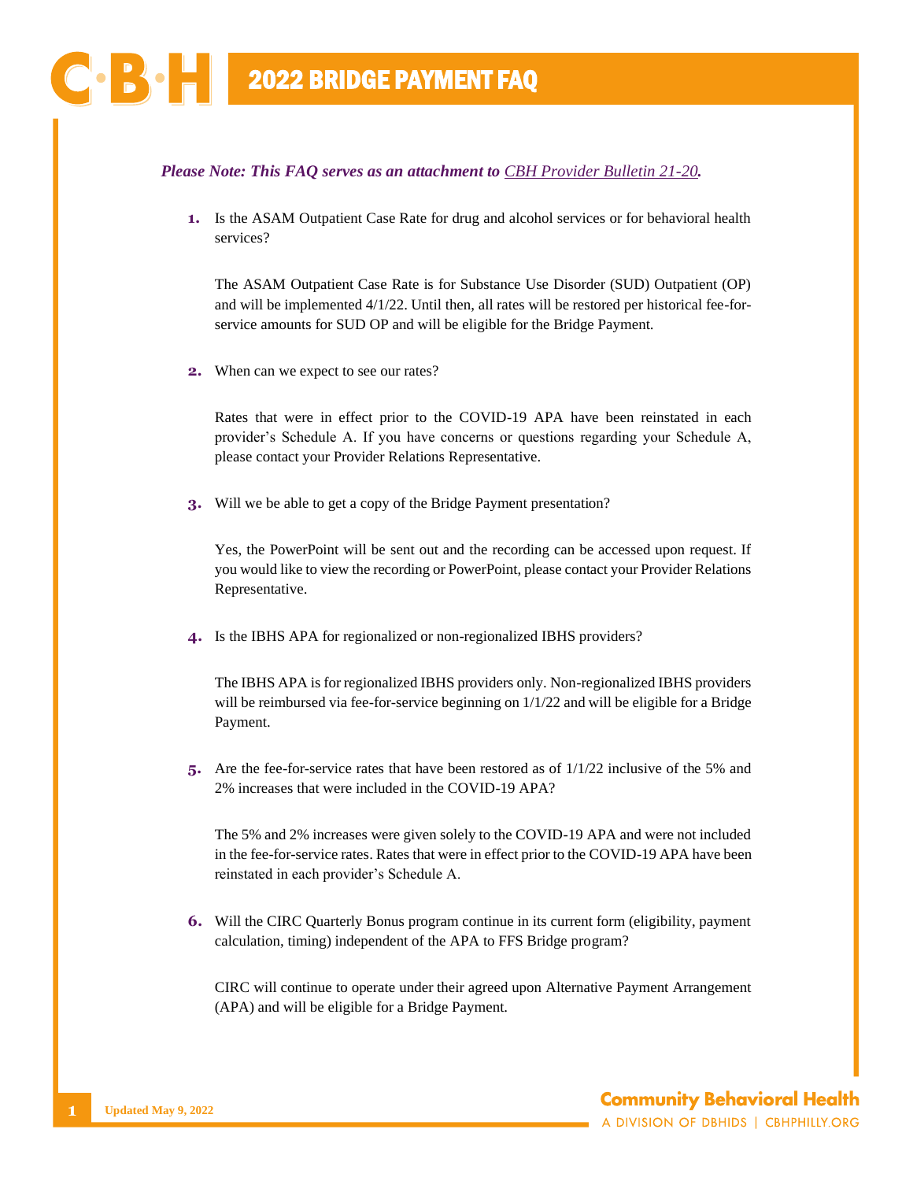# 2022 BRIDGE PAYMENT FAQ

***Please Note: This FAQ serves as an attachment to CBH Provider Bulletin 21-20.***

1. Is the ASAM Outpatient Case Rate for drug and alcohol services or for behavioral health services?

   The ASAM Outpatient Case Rate is for Substance Use Disorder (SUD) Outpatient (OP) and will be implemented 4/1/22. Until then, all rates will be restored per historical fee-for-service amounts for SUD OP and will be eligible for the Bridge Payment.

2. When can we expect to see our rates?

   Rates that were in effect prior to the COVID-19 APA have been reinstated in each provider's Schedule A. If you have concerns or questions regarding your Schedule A, please contact your Provider Relations Representative.

3. Will we be able to get a copy of the Bridge Payment presentation?

   Yes, the PowerPoint will be sent out and the recording can be accessed upon request. If you would like to view the recording or PowerPoint, please contact your Provider Relations Representative.

4. Is the IBHS APA for regionalized or non-regionalized IBHS providers?

   The IBHS APA is for regionalized IBHS providers only. Non-regionalized IBHS providers will be reimbursed via fee-for-service beginning on 1/1/22 and will be eligible for a Bridge Payment.

5. Are the fee-for-service rates that have been restored as of 1/1/22 inclusive of the 5% and 2% increases that were included in the COVID-19 APA?

   The 5% and 2% increases were given solely to the COVID-19 APA and were not included in the fee-for-service rates. Rates that were in effect prior to the COVID-19 APA have been reinstated in each provider's Schedule A.

6. Will the CIRC Quarterly Bonus program continue in its current form (eligibility, payment calculation, timing) independent of the APA to FFS Bridge program?

   CIRC will continue to operate under their agreed upon Alternative Payment Arrangement (APA) and will be eligible for a Bridge Payment.

Updated May 9, 2022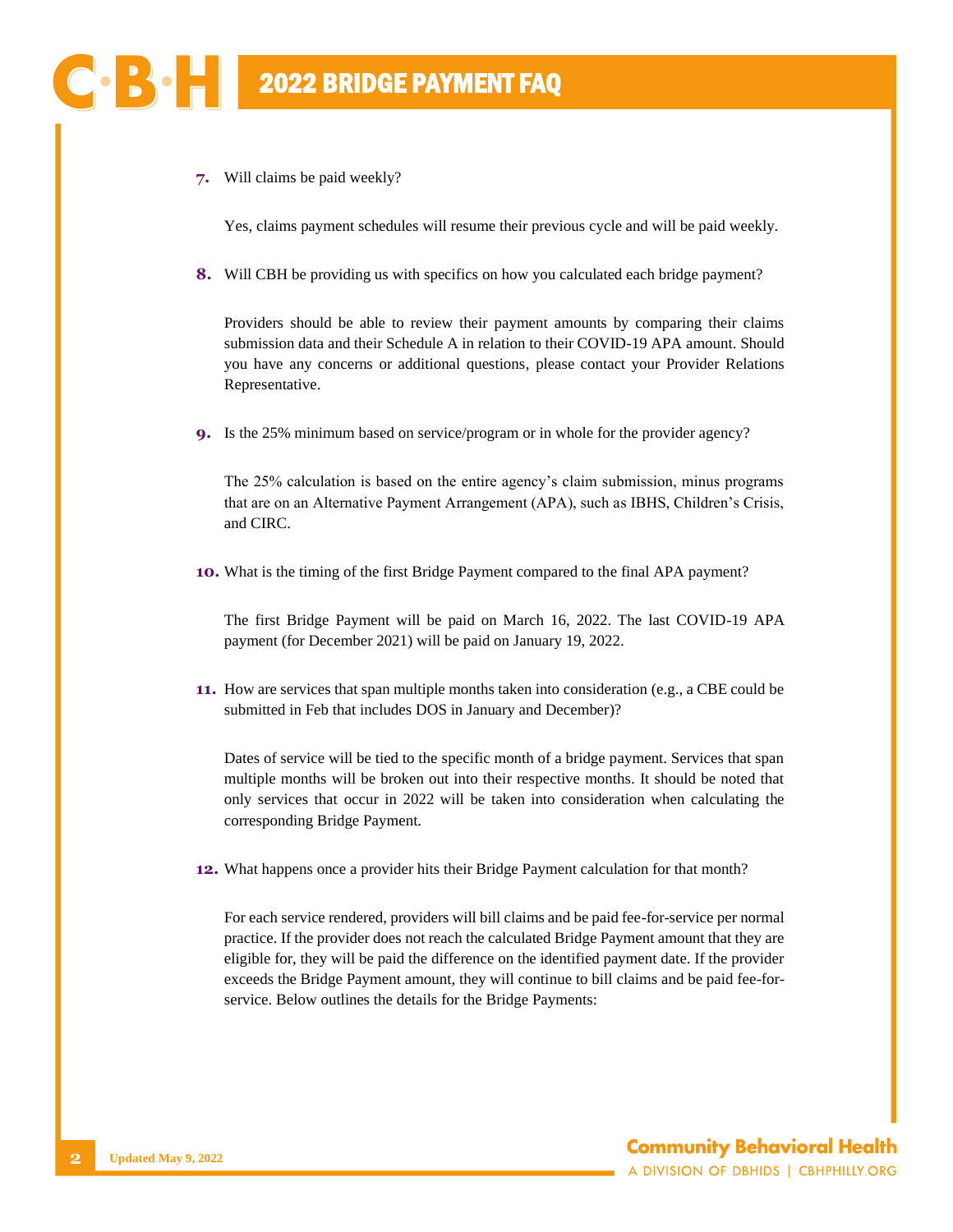7. Will claims be paid weekly?

   Yes, claims payment schedules will resume their previous cycle and will be paid weekly.

8. Will CBH be providing us with specifics on how you calculated each bridge payment?

   Providers should be able to review their payment amounts by comparing their claims submission data and their Schedule A in relation to their COVID-19 APA amount. Should you have any concerns or additional questions, please contact your Provider Relations Representative.

9. Is the 25% minimum based on service/program or in whole for the provider agency?

   The 25% calculation is based on the entire agency's claim submission, minus programs that are on an Alternative Payment Arrangement (APA), such as IBHS, Children's Crisis, and CIRC.

10. What is the timing of the first Bridge Payment compared to the final APA payment?

    The first Bridge Payment will be paid on March 16, 2022. The last COVID-19 APA payment (for December 2021) will be paid on January 19, 2022.

11. How are services that span multiple months taken into consideration (e.g., a CBE could be submitted in Feb that includes DOS in January and December)?

    Dates of service will be tied to the specific month of a bridge payment. Services that span multiple months will be broken out into their respective months. It should be noted that only services that occur in 2022 will be taken into consideration when calculating the corresponding Bridge Payment.

12. What happens once a provider hits their Bridge Payment calculation for that month?

    For each service rendered, providers will bill claims and be paid fee-for-service per normal practice. If the provider does not reach the calculated Bridge Payment amount that they are eligible for, they will be paid the difference on the identified payment date. If the provider exceeds the Bridge Payment amount, they will continue to bill claims and be paid fee-for-service. Below outlines the details for the Bridge Payments: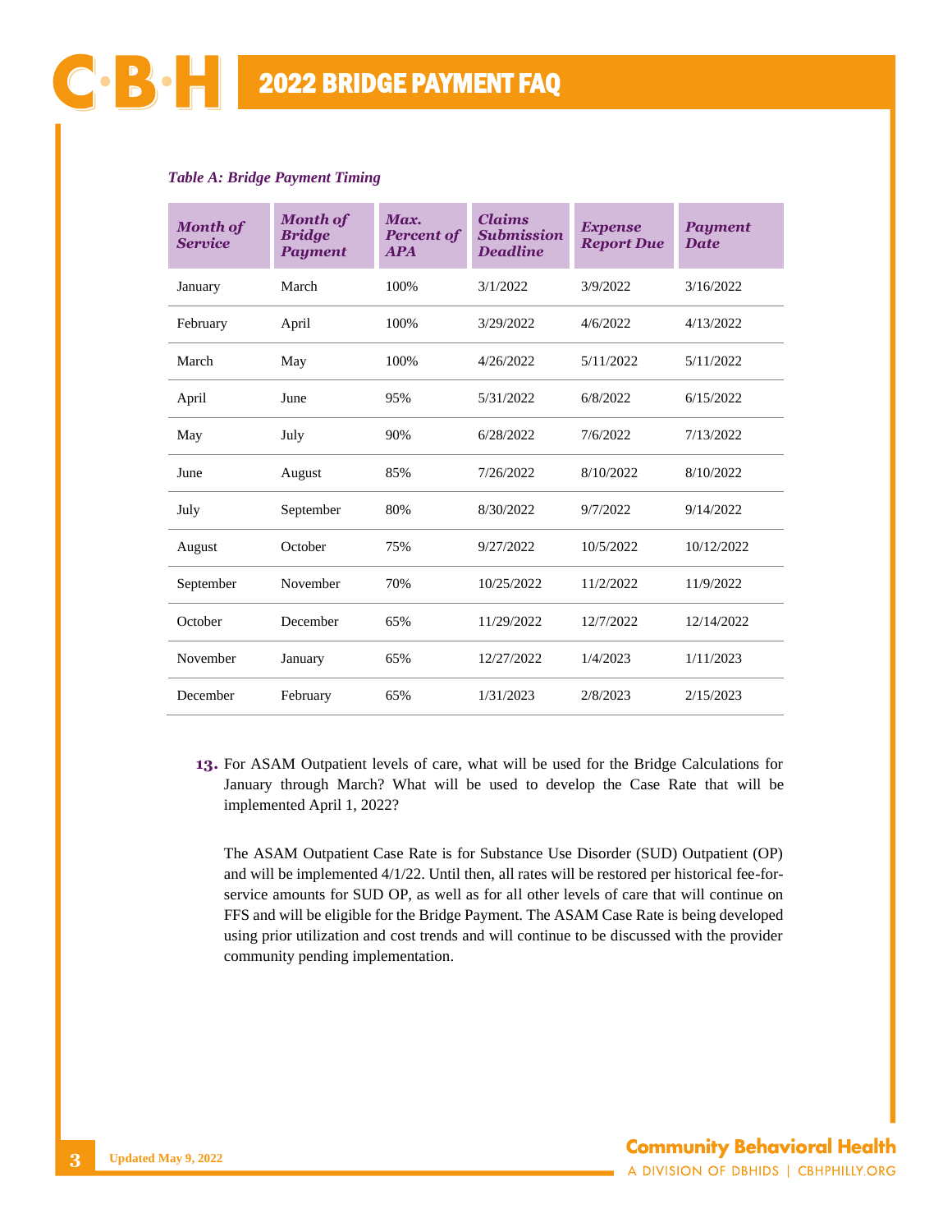*Table A: Bridge Payment Timing*

| *Month of Service* | *Month of Bridge Payment* | *Max. Percent of APA* | *Claims Submission Deadline* | *Expense Report Due* | *Payment Date* |
|---|---|---|---|---|---|
| January | March | 100% | 3/1/2022 | 3/9/2022 | 3/16/2022 |
| February | April | 100% | 3/29/2022 | 4/6/2022 | 4/13/2022 |
| March | May | 100% | 4/26/2022 | 5/11/2022 | 5/11/2022 |
| April | June | 95% | 5/31/2022 | 6/8/2022 | 6/15/2022 |
| May | July | 90% | 6/28/2022 | 7/6/2022 | 7/13/2022 |
| June | August | 85% | 7/26/2022 | 8/10/2022 | 8/10/2022 |
| July | September | 80% | 8/30/2022 | 9/7/2022 | 9/14/2022 |
| August | October | 75% | 9/27/2022 | 10/5/2022 | 10/12/2022 |
| September | November | 70% | 10/25/2022 | 11/2/2022 | 11/9/2022 |
| October | December | 65% | 11/29/2022 | 12/7/2022 | 12/14/2022 |
| November | January | 65% | 12/27/2022 | 1/4/2023 | 1/11/2023 |
| December | February | 65% | 1/31/2023 | 2/8/2023 | 2/15/2023 |

**13.** For ASAM Outpatient levels of care, what will be used for the Bridge Calculations for January through March? What will be used to develop the Case Rate that will be implemented April 1, 2022?

The ASAM Outpatient Case Rate is for Substance Use Disorder (SUD) Outpatient (OP) and will be implemented 4/1/22. Until then, all rates will be restored per historical fee-for-service amounts for SUD OP, as well as for all other levels of care that will continue on FFS and will be eligible for the Bridge Payment. The ASAM Case Rate is being developed using prior utilization and cost trends and will continue to be discussed with the provider community pending implementation.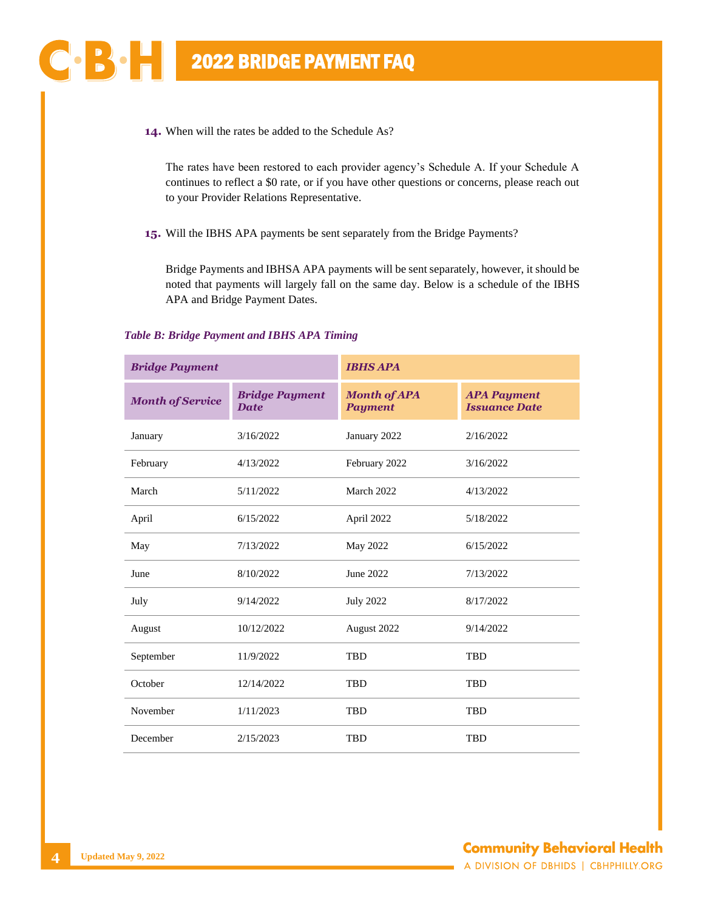14. When will the rates be added to the Schedule As?

The rates have been restored to each provider agency's Schedule A. If your Schedule A continues to reflect a $0 rate, or if you have other questions or concerns, please reach out to your Provider Relations Representative.

15. Will the IBHS APA payments be sent separately from the Bridge Payments?

Bridge Payments and IBHSA APA payments will be sent separately, however, it should be noted that payments will largely fall on the same day. Below is a schedule of the IBHS APA and Bridge Payment Dates.

*Table B: Bridge Payment and IBHS APA Timing*

| ***Bridge Payment*** | | ***IBHS APA*** | |
|---|---|---|---|
| ***Month of Service*** | ***Bridge Payment Date*** | ***Month of APA Payment*** | ***APA Payment Issuance Date*** |
| January | 3/16/2022 | January 2022 | 2/16/2022 |
| February | 4/13/2022 | February 2022 | 3/16/2022 |
| March | 5/11/2022 | March 2022 | 4/13/2022 |
| April | 6/15/2022 | April 2022 | 5/18/2022 |
| May | 7/13/2022 | May 2022 | 6/15/2022 |
| June | 8/10/2022 | June 2022 | 7/13/2022 |
| July | 9/14/2022 | July 2022 | 8/17/2022 |
| August | 10/12/2022 | August 2022 | 9/14/2022 |
| September | 11/9/2022 | TBD | TBD |
| October | 12/14/2022 | TBD | TBD |
| November | 1/11/2023 | TBD | TBD |
| December | 2/15/2023 | TBD | TBD |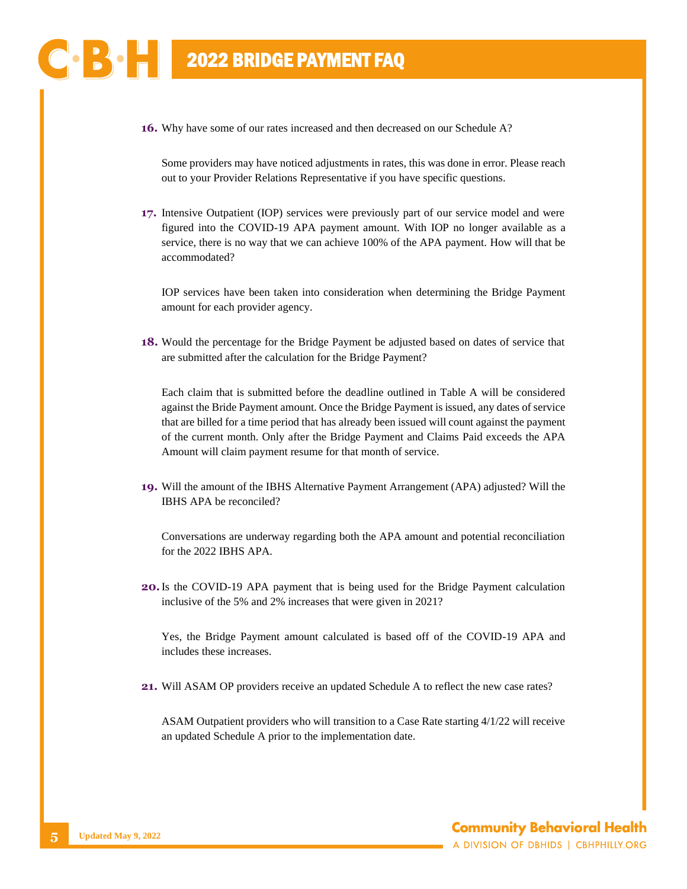**16.** Why have some of our rates increased and then decreased on our Schedule A?

Some providers may have noticed adjustments in rates, this was done in error. Please reach out to your Provider Relations Representative if you have specific questions.

**17.** Intensive Outpatient (IOP) services were previously part of our service model and were figured into the COVID-19 APA payment amount. With IOP no longer available as a service, there is no way that we can achieve 100% of the APA payment. How will that be accommodated?

IOP services have been taken into consideration when determining the Bridge Payment amount for each provider agency.

**18.** Would the percentage for the Bridge Payment be adjusted based on dates of service that are submitted after the calculation for the Bridge Payment?

Each claim that is submitted before the deadline outlined in Table A will be considered against the Bride Payment amount. Once the Bridge Payment is issued, any dates of service that are billed for a time period that has already been issued will count against the payment of the current month. Only after the Bridge Payment and Claims Paid exceeds the APA Amount will claim payment resume for that month of service.

**19.** Will the amount of the IBHS Alternative Payment Arrangement (APA) adjusted? Will the IBHS APA be reconciled?

Conversations are underway regarding both the APA amount and potential reconciliation for the 2022 IBHS APA.

**20.** Is the COVID-19 APA payment that is being used for the Bridge Payment calculation inclusive of the 5% and 2% increases that were given in 2021?

Yes, the Bridge Payment amount calculated is based off of the COVID-19 APA and includes these increases.

**21.** Will ASAM OP providers receive an updated Schedule A to reflect the new case rates?

ASAM Outpatient providers who will transition to a Case Rate starting 4/1/22 will receive an updated Schedule A prior to the implementation date.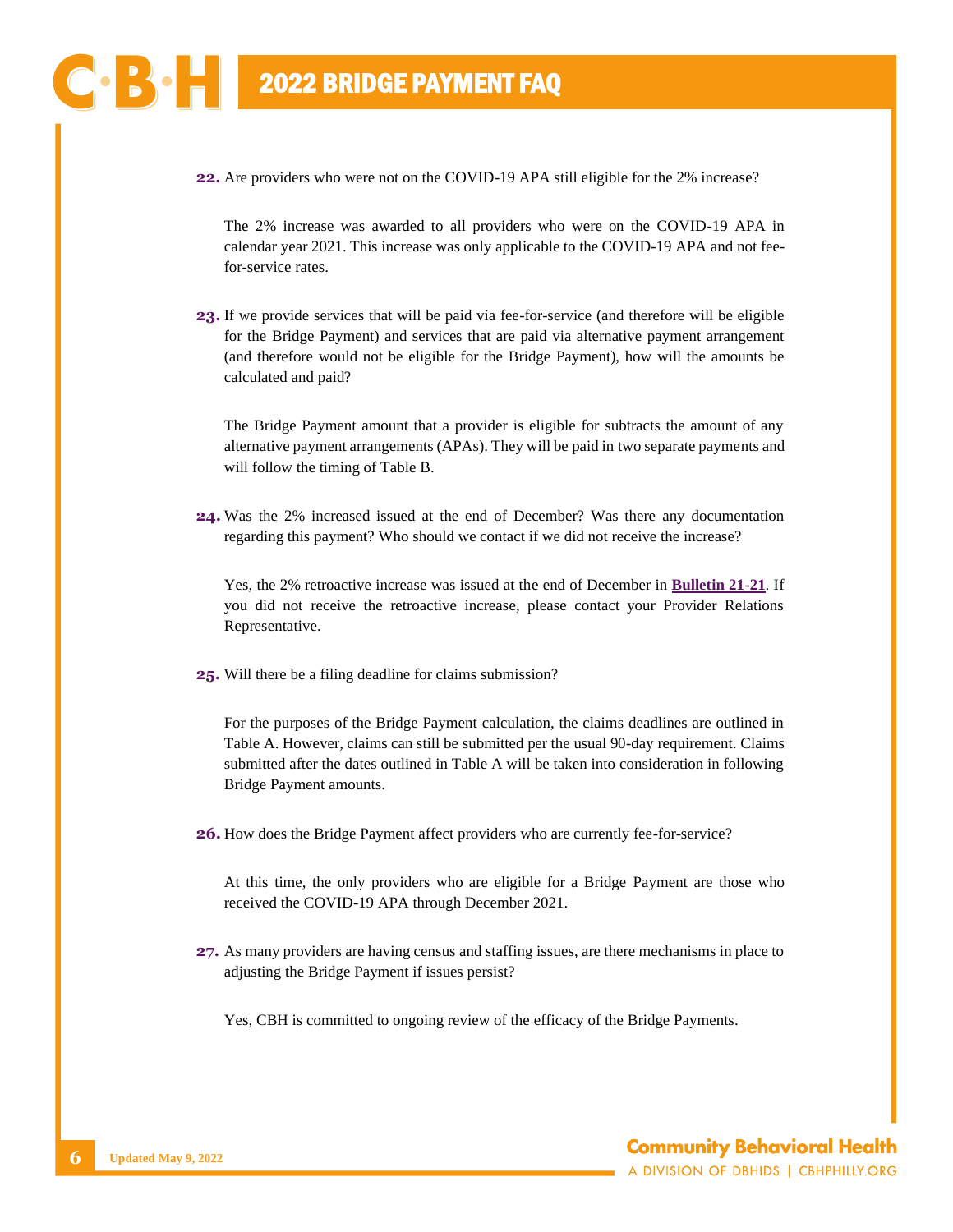**22.** Are providers who were not on the COVID-19 APA still eligible for the 2% increase?

The 2% increase was awarded to all providers who were on the COVID-19 APA in calendar year 2021. This increase was only applicable to the COVID-19 APA and not fee-for-service rates.

**23.** If we provide services that will be paid via fee-for-service (and therefore will be eligible for the Bridge Payment) and services that are paid via alternative payment arrangement (and therefore would not be eligible for the Bridge Payment), how will the amounts be calculated and paid?

The Bridge Payment amount that a provider is eligible for subtracts the amount of any alternative payment arrangements (APAs). They will be paid in two separate payments and will follow the timing of Table B.

**24.** Was the 2% increased issued at the end of December? Was there any documentation regarding this payment? Who should we contact if we did not receive the increase?

Yes, the 2% retroactive increase was issued at the end of December in **Bulletin 21-21**. If you did not receive the retroactive increase, please contact your Provider Relations Representative.

**25.** Will there be a filing deadline for claims submission?

For the purposes of the Bridge Payment calculation, the claims deadlines are outlined in Table A. However, claims can still be submitted per the usual 90-day requirement. Claims submitted after the dates outlined in Table A will be taken into consideration in following Bridge Payment amounts.

**26.** How does the Bridge Payment affect providers who are currently fee-for-service?

At this time, the only providers who are eligible for a Bridge Payment are those who received the COVID-19 APA through December 2021.

**27.** As many providers are having census and staffing issues, are there mechanisms in place to adjusting the Bridge Payment if issues persist?

Yes, CBH is committed to ongoing review of the efficacy of the Bridge Payments.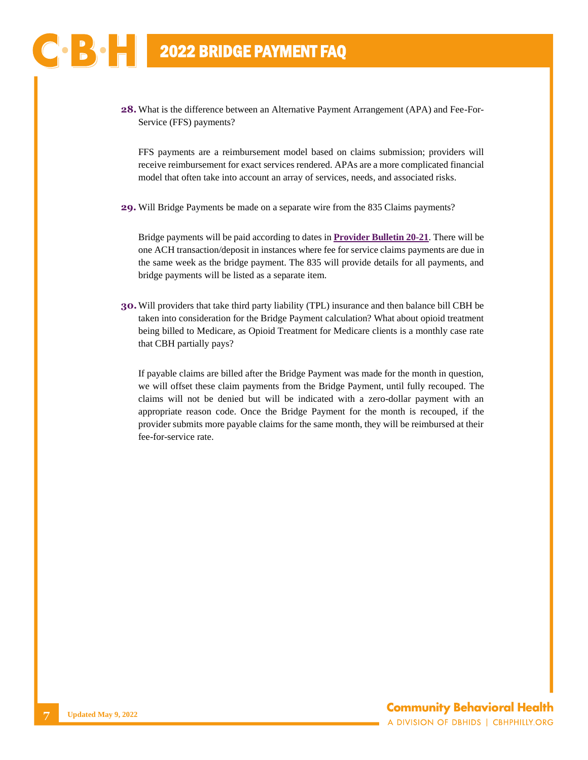**28.** What is the difference between an Alternative Payment Arrangement (APA) and Fee-For-Service (FFS) payments?

FFS payments are a reimbursement model based on claims submission; providers will receive reimbursement for exact services rendered. APAs are a more complicated financial model that often take into account an array of services, needs, and associated risks.

**29.** Will Bridge Payments be made on a separate wire from the 835 Claims payments?

Bridge payments will be paid according to dates in **Provider Bulletin 20-21**. There will be one ACH transaction/deposit in instances where fee for service claims payments are due in the same week as the bridge payment. The 835 will provide details for all payments, and bridge payments will be listed as a separate item.

**30.** Will providers that take third party liability (TPL) insurance and then balance bill CBH be taken into consideration for the Bridge Payment calculation? What about opioid treatment being billed to Medicare, as Opioid Treatment for Medicare clients is a monthly case rate that CBH partially pays?

If payable claims are billed after the Bridge Payment was made for the month in question, we will offset these claim payments from the Bridge Payment, until fully recouped. The claims will not be denied but will be indicated with a zero-dollar payment with an appropriate reason code. Once the Bridge Payment for the month is recouped, if the provider submits more payable claims for the same month, they will be reimbursed at their fee-for-service rate.